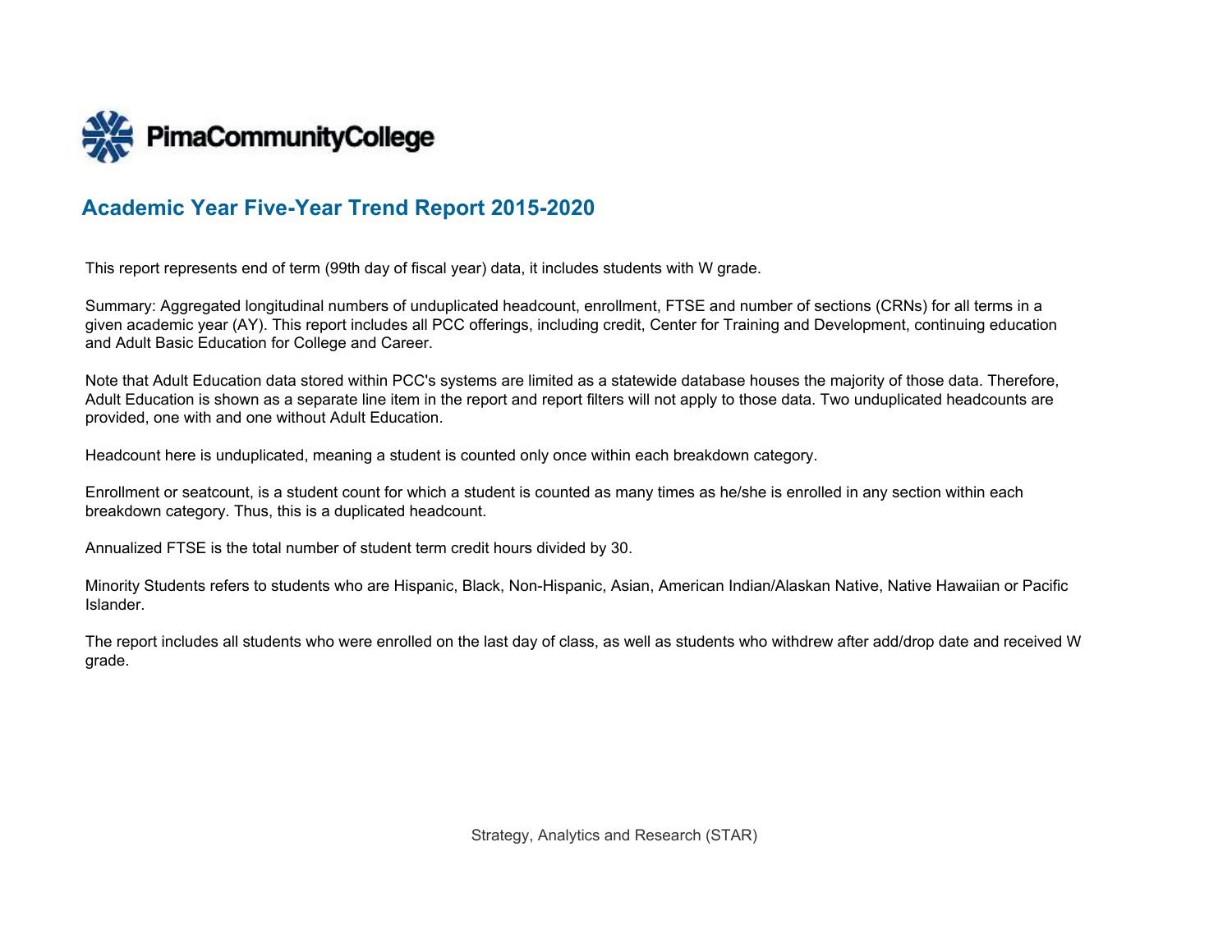PimaCommunityCollege

# Academic Year Five-Year Trend Report 2015-2020

This report represents end of term (99th day of fiscal year) data, it includes students with W grade.

Summary: Aggregated longitudinal numbers of unduplicated headcount, enrollment, FTSE and number of sections (CRNs) for all terms in a given academic year (AY). This report includes all PCC offerings, including credit, Center for Training and Development, continuing education and Adult Basic Education for College and Career.

Note that Adult Education data stored within PCC's systems are limited as a statewide database houses the majority of those data. Therefore, Adult Education is shown as a separate line item in the report and report filters will not apply to those data. Two unduplicated headcounts are provided, one with and one without Adult Education.

Headcount here is unduplicated, meaning a student is counted only once within each breakdown category.

Enrollment or seatcount, is a student count for which a student is counted as many times as he/she is enrolled in any section within each breakdown category. Thus, this is a duplicated headcount.

Annualized FTSE is the total number of student term credit hours divided by 30.

Minority Students refers to students who are Hispanic, Black, Non-Hispanic, Asian, American Indian/Alaskan Native, Native Hawaiian or Pacific Islander.

The report includes all students who were enrolled on the last day of class, as well as students who withdrew after add/drop date and received W grade.

Strategy, Analytics and Research (STAR)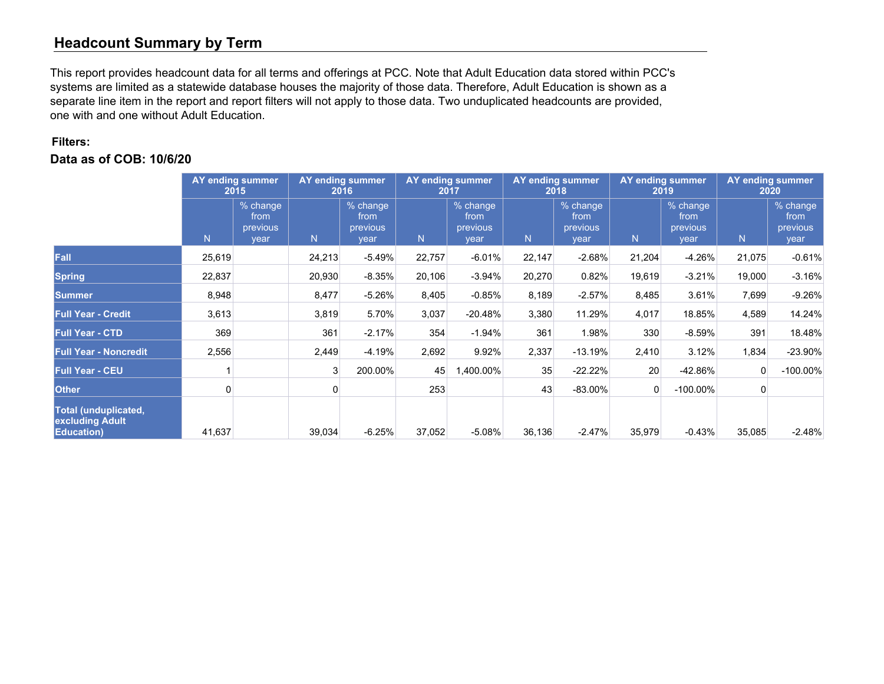## Headcount Summary by Term

This report provides headcount data for all terms and offerings at PCC. Note that Adult Education data stored within PCC's systems are limited as a statewide database houses the majority of those data. Therefore, Adult Education is shown as a separate line item in the report and report filters will not apply to those data. Two unduplicated headcounts are provided, one with and one without Adult Education.

**Filters:**

**Data as of COB: 10/6/20**

| | AY ending summer 2015 | | AY ending summer 2016 | | AY ending summer 2017 | | AY ending summer 2018 | | AY ending summer 2019 | | AY ending summer 2020 | |
|---|---|---|---|---|---|---|---|---|---|---|---|---|
| | N | % change from previous year | N | % change from previous year | N | % change from previous year | N | % change from previous year | N | % change from previous year | N | % change from previous year |
| **Fall** | 25,619 | | 24,213 | -5.49% | 22,757 | -6.01% | 22,147 | -2.68% | 21,204 | -4.26% | 21,075 | -0.61% |
| **Spring** | 22,837 | | 20,930 | -8.35% | 20,106 | -3.94% | 20,270 | 0.82% | 19,619 | -3.21% | 19,000 | -3.16% |
| **Summer** | 8,948 | | 8,477 | -5.26% | 8,405 | -0.85% | 8,189 | -2.57% | 8,485 | 3.61% | 7,699 | -9.26% |
| **Full Year - Credit** | 3,613 | | 3,819 | 5.70% | 3,037 | -20.48% | 3,380 | 11.29% | 4,017 | 18.85% | 4,589 | 14.24% |
| **Full Year - CTD** | 369 | | 361 | -2.17% | 354 | -1.94% | 361 | 1.98% | 330 | -8.59% | 391 | 18.48% |
| **Full Year - Noncredit** | 2,556 | | 2,449 | -4.19% | 2,692 | 9.92% | 2,337 | -13.19% | 2,410 | 3.12% | 1,834 | -23.90% |
| **Full Year - CEU** | 1 | | 3 | 200.00% | 45 | 1,400.00% | 35 | -22.22% | 20 | -42.86% | 0 | -100.00% |
| **Other** | 0 | | 0 | | 253 | | 43 | -83.00% | 0 | -100.00% | 0 | |
| **Total (unduplicated, excluding Adult Education)** | 41,637 | | 39,034 | -6.25% | 37,052 | -5.08% | 36,136 | -2.47% | 35,979 | -0.43% | 35,085 | -2.48% |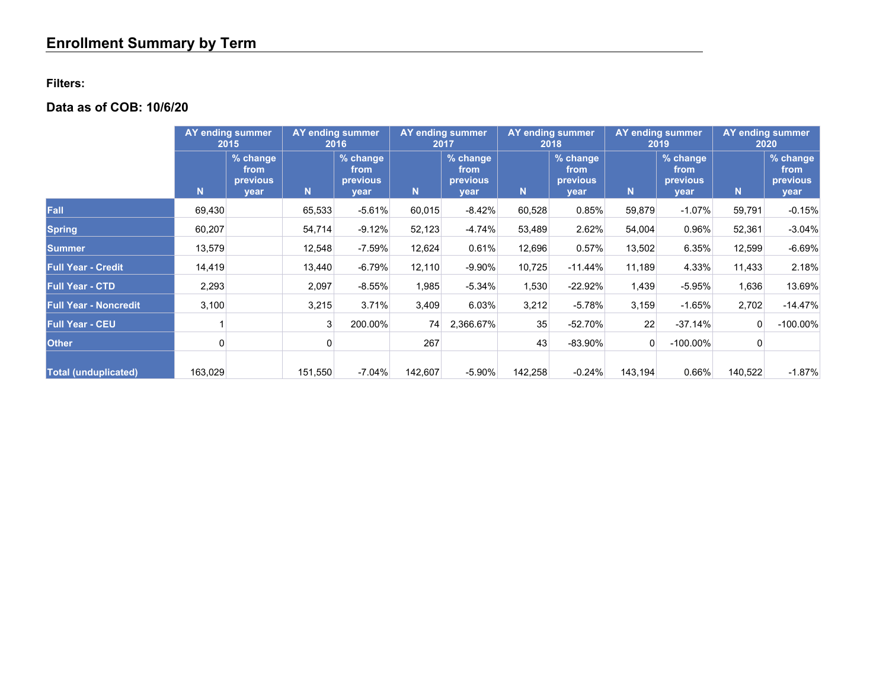# Enrollment Summary by Term

**Filters:**

**Data as of COB: 10/6/20**

| | AY ending summer 2015 | | AY ending summer 2016 | | AY ending summer 2017 | | AY ending summer 2018 | | AY ending summer 2019 | | AY ending summer 2020 | |
|---|---|---|---|---|---|---|---|---|---|---|---|---|
| | N | % change from previous year | N | % change from previous year | N | % change from previous year | N | % change from previous year | N | % change from previous year | N | % change from previous year |
| **Fall** | 69,430 | | 65,533 | -5.61% | 60,015 | -8.42% | 60,528 | 0.85% | 59,879 | -1.07% | 59,791 | -0.15% |
| **Spring** | 60,207 | | 54,714 | -9.12% | 52,123 | -4.74% | 53,489 | 2.62% | 54,004 | 0.96% | 52,361 | -3.04% |
| **Summer** | 13,579 | | 12,548 | -7.59% | 12,624 | 0.61% | 12,696 | 0.57% | 13,502 | 6.35% | 12,599 | -6.69% |
| **Full Year - Credit** | 14,419 | | 13,440 | -6.79% | 12,110 | -9.90% | 10,725 | -11.44% | 11,189 | 4.33% | 11,433 | 2.18% |
| **Full Year - CTD** | 2,293 | | 2,097 | -8.55% | 1,985 | -5.34% | 1,530 | -22.92% | 1,439 | -5.95% | 1,636 | 13.69% |
| **Full Year - Noncredit** | 3,100 | | 3,215 | 3.71% | 3,409 | 6.03% | 3,212 | -5.78% | 3,159 | -1.65% | 2,702 | -14.47% |
| **Full Year - CEU** | 1 | | 3 | 200.00% | 74 | 2,366.67% | 35 | -52.70% | 22 | -37.14% | 0 | -100.00% |
| **Other** | 0 | | 0 | | 267 | | 43 | -83.90% | 0 | -100.00% | 0 | |
| **Total (unduplicated)** | 163,029 | | 151,550 | -7.04% | 142,607 | -5.90% | 142,258 | -0.24% | 143,194 | 0.66% | 140,522 | -1.87% |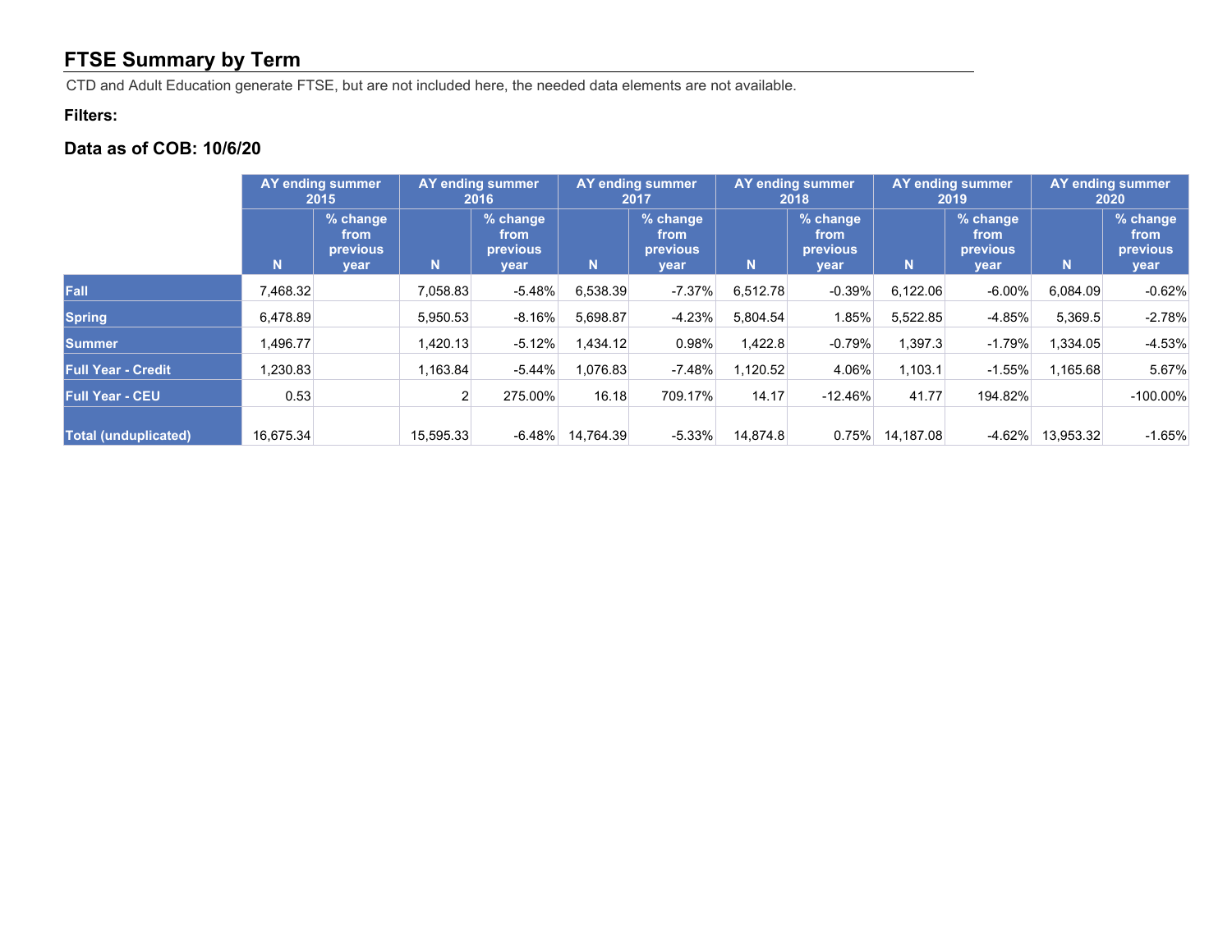## FTSE Summary by Term

CTD and Adult Education generate FTSE, but are not included here, the needed data elements are not available.

**Filters:**

### Data as of COB: 10/6/20

| | AY ending summer 2015 | | AY ending summer 2016 | | AY ending summer 2017 | | AY ending summer 2018 | | AY ending summer 2019 | | AY ending summer 2020 | |
|---|---|---|---|---|---|---|---|---|---|---|---|---|
| | N | % change from previous year | N | % change from previous year | N | % change from previous year | N | % change from previous year | N | % change from previous year | N | % change from previous year |
| **Fall** | 7,468.32 | | 7,058.83 | -5.48% | 6,538.39 | -7.37% | 6,512.78 | -0.39% | 6,122.06 | -6.00% | 6,084.09 | -0.62% |
| **Spring** | 6,478.89 | | 5,950.53 | -8.16% | 5,698.87 | -4.23% | 5,804.54 | 1.85% | 5,522.85 | -4.85% | 5,369.5 | -2.78% |
| **Summer** | 1,496.77 | | 1,420.13 | -5.12% | 1,434.12 | 0.98% | 1,422.8 | -0.79% | 1,397.3 | -1.79% | 1,334.05 | -4.53% |
| **Full Year - Credit** | 1,230.83 | | 1,163.84 | -5.44% | 1,076.83 | -7.48% | 1,120.52 | 4.06% | 1,103.1 | -1.55% | 1,165.68 | 5.67% |
| **Full Year - CEU** | 0.53 | | 2 | 275.00% | 16.18 | 709.17% | 14.17 | -12.46% | 41.77 | 194.82% | | -100.00% |
| **Total (unduplicated)** | 16,675.34 | | 15,595.33 | -6.48% | 14,764.39 | -5.33% | 14,874.8 | 0.75% | 14,187.08 | -4.62% | 13,953.32 | -1.65% |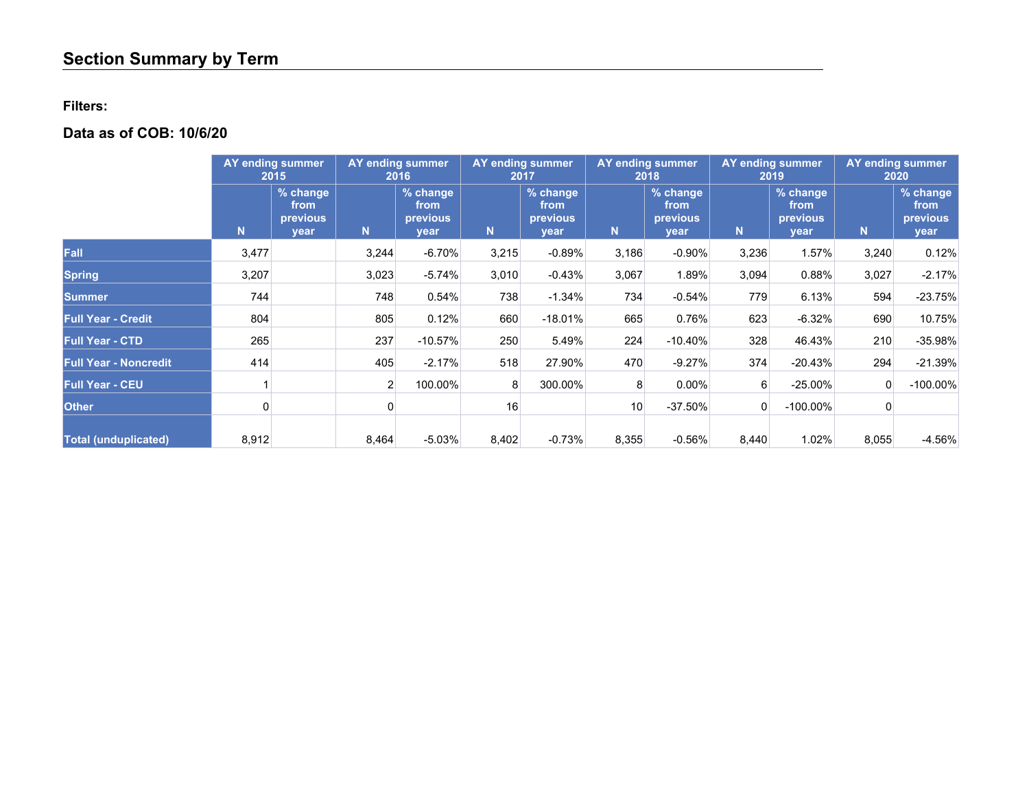## Section Summary by Term

**Filters:**

**Data as of COB: 10/6/20**

| | AY ending summer 2015 | | AY ending summer 2016 | | AY ending summer 2017 | | AY ending summer 2018 | | AY ending summer 2019 | | AY ending summer 2020 | |
|---|---|---|---|---|---|---|---|---|---|---|---|---|
| | N | % change from previous year | N | % change from previous year | N | % change from previous year | N | % change from previous year | N | % change from previous year | N | % change from previous year |
| **Fall** | 3,477 | | 3,244 | -6.70% | 3,215 | -0.89% | 3,186 | -0.90% | 3,236 | 1.57% | 3,240 | 0.12% |
| **Spring** | 3,207 | | 3,023 | -5.74% | 3,010 | -0.43% | 3,067 | 1.89% | 3,094 | 0.88% | 3,027 | -2.17% |
| **Summer** | 744 | | 748 | 0.54% | 738 | -1.34% | 734 | -0.54% | 779 | 6.13% | 594 | -23.75% |
| **Full Year - Credit** | 804 | | 805 | 0.12% | 660 | -18.01% | 665 | 0.76% | 623 | -6.32% | 690 | 10.75% |
| **Full Year - CTD** | 265 | | 237 | -10.57% | 250 | 5.49% | 224 | -10.40% | 328 | 46.43% | 210 | -35.98% |
| **Full Year - Noncredit** | 414 | | 405 | -2.17% | 518 | 27.90% | 470 | -9.27% | 374 | -20.43% | 294 | -21.39% |
| **Full Year - CEU** | 1 | | 2 | 100.00% | 8 | 300.00% | 8 | 0.00% | 6 | -25.00% | 0 | -100.00% |
| **Other** | 0 | | 0 | | 16 | | 10 | -37.50% | 0 | -100.00% | 0 | |
| **Total (unduplicated)** | 8,912 | | 8,464 | -5.03% | 8,402 | -0.73% | 8,355 | -0.56% | 8,440 | 1.02% | 8,055 | -4.56% |